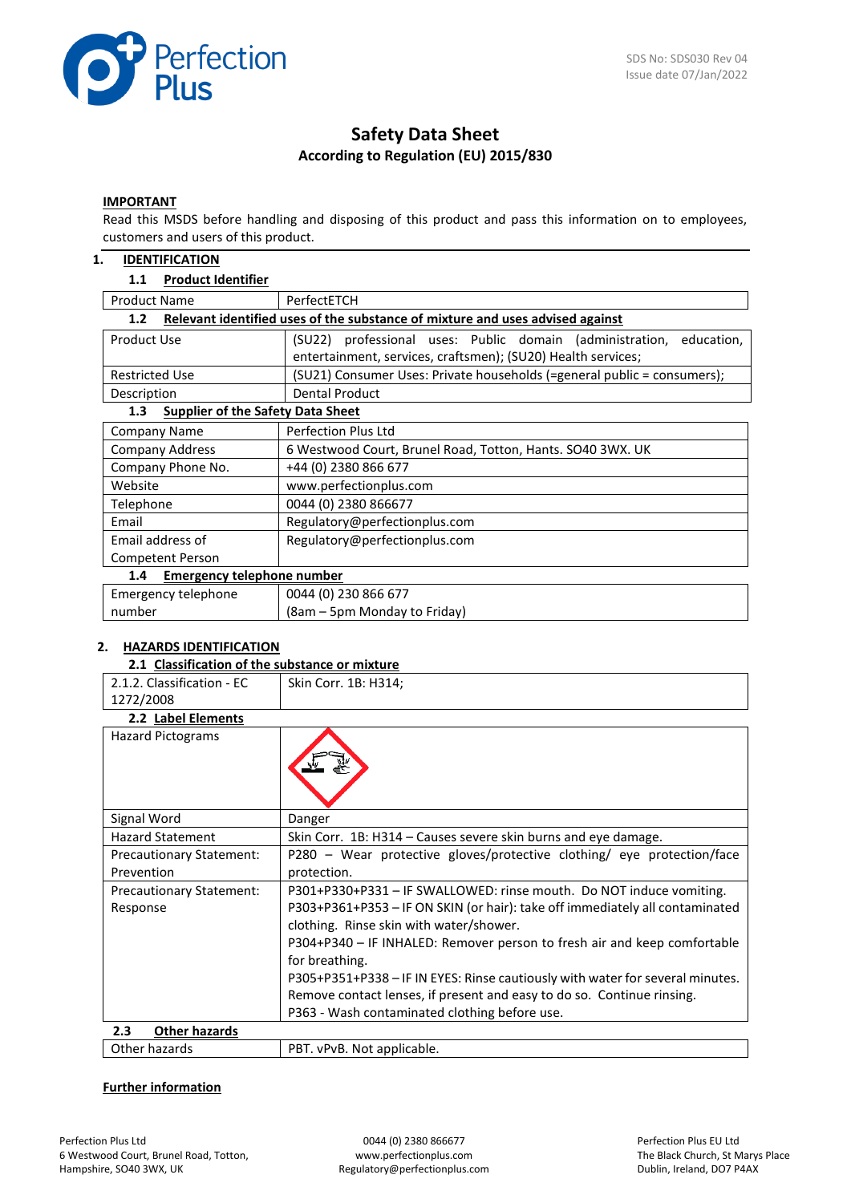SDS No: SDS030 Rev 04
Issue date 07/Jan/2022

# Safety Data Sheet

**According to Regulation (EU) 2015/830**

**IMPORTANT**

Read this MSDS before handling and disposing of this product and pass this information on to employees, customers and users of this product.

## 1. IDENTIFICATION

### 1.1 Product Identifier

| | |
|---|---|
| Product Name | PerfectETCH |

### 1.2 Relevant identified uses of the substance of mixture and uses advised against

| | |
|---|---|
| Product Use | (SU22) professional uses: Public domain (administration, education, entertainment, services, craftsmen); (SU20) Health services; |
| Restricted Use | (SU21) Consumer Uses: Private households (=general public = consumers); |
| Description | Dental Product |

### 1.3 Supplier of the Safety Data Sheet

| | |
|---|---|
| Company Name | Perfection Plus Ltd |
| Company Address | 6 Westwood Court, Brunel Road, Totton, Hants. SO40 3WX. UK |
| Company Phone No. | +44 (0) 2380 866 677 |
| Website | www.perfectionplus.com |
| Telephone | 0044 (0) 2380 866677 |
| Email | Regulatory@perfectionplus.com |
| Email address of Competent Person | Regulatory@perfectionplus.com |

### 1.4 Emergency telephone number

| | |
|---|---|
| Emergency telephone number | 0044 (0) 230 866 677<br>(8am – 5pm Monday to Friday) |

## 2. HAZARDS IDENTIFICATION

### 2.1 Classification of the substance or mixture

| | |
|---|---|
| 2.1.2. Classification - EC 1272/2008 | Skin Corr. 1B: H314; |

### 2.2 Label Elements

| | |
|---|---|
| Hazard Pictograms | |
| Signal Word | Danger |
| Hazard Statement | Skin Corr. 1B: H314 – Causes severe skin burns and eye damage. |
| Precautionary Statement: Prevention | P280 – Wear protective gloves/protective clothing/ eye protection/face protection. |
| Precautionary Statement: Response | P301+P330+P331 – IF SWALLOWED: rinse mouth. Do NOT induce vomiting.<br>P303+P361+P353 – IF ON SKIN (or hair): take off immediately all contaminated clothing. Rinse skin with water/shower.<br>P304+P340 – IF INHALED: Remover person to fresh air and keep comfortable for breathing.<br>P305+P351+P338 – IF IN EYES: Rinse cautiously with water for several minutes. Remove contact lenses, if present and easy to do so. Continue rinsing.<br>P363 - Wash contaminated clothing before use. |

### 2.3 Other hazards

| | |
|---|---|
| Other hazards | PBT. vPvB. Not applicable. |

**Further information**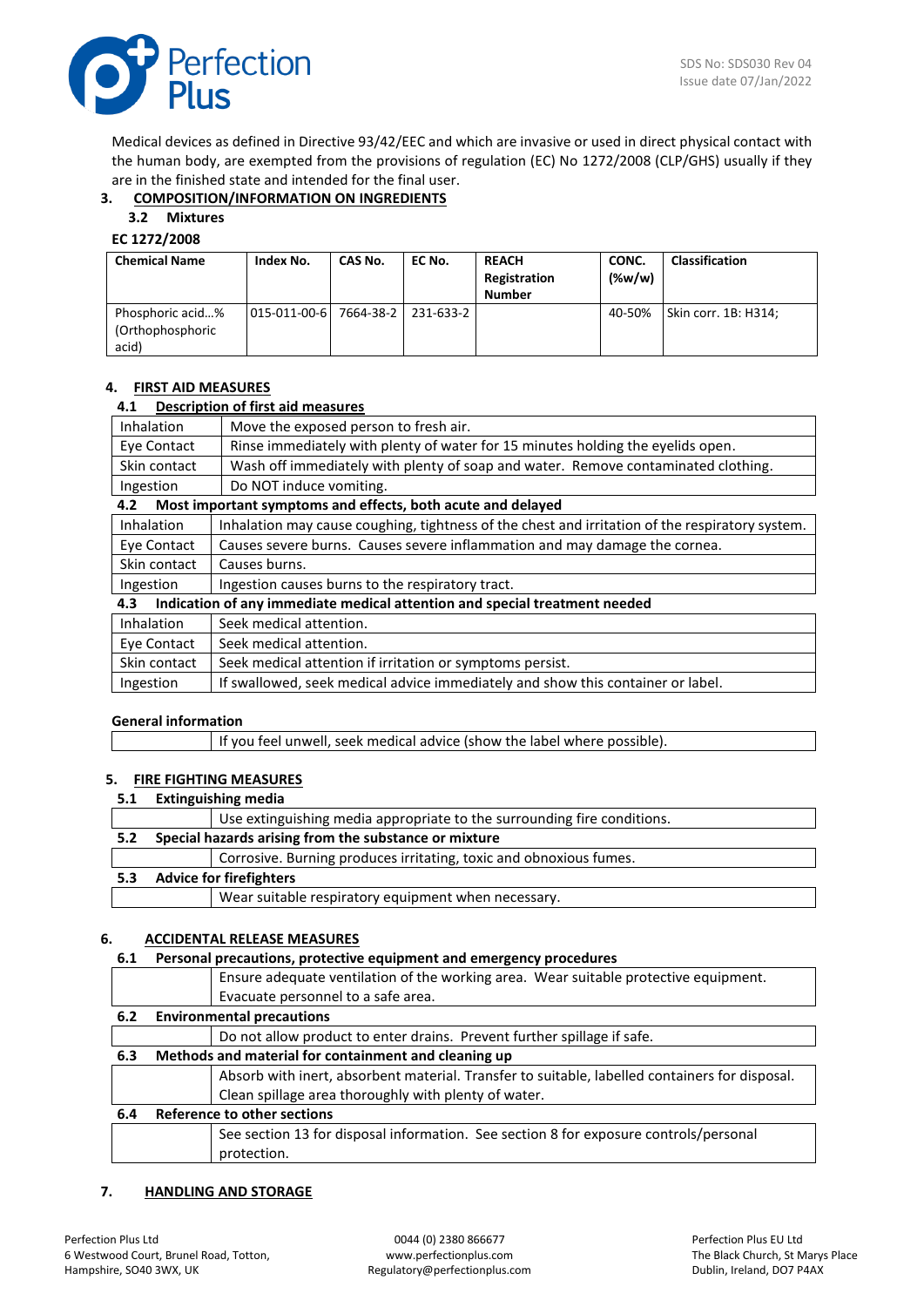Medical devices as defined in Directive 93/42/EEC and which are invasive or used in direct physical contact with the human body, are exempted from the provisions of regulation (EC) No 1272/2008 (CLP/GHS) usually if they are in the finished state and intended for the final user.

## 3. COMPOSITION/INFORMATION ON INGREDIENTS

### 3.2 Mixtures

**EC 1272/2008**

| Chemical Name | Index No. | CAS No. | EC No. | REACH Registration Number | CONC. (%w/w) | Classification |
|---|---|---|---|---|---|---|
| Phosphoric acid…% (Orthophosphoric acid) | 015-011-00-6 | 7664-38-2 | 231-633-2 | | 40-50% | Skin corr. 1B: H314; |

## 4. FIRST AID MEASURES

### 4.1 Description of first aid measures

| | |
|---|---|
| Inhalation | Move the exposed person to fresh air. |
| Eye Contact | Rinse immediately with plenty of water for 15 minutes holding the eyelids open. |
| Skin contact | Wash off immediately with plenty of soap and water. Remove contaminated clothing. |
| Ingestion | Do NOT induce vomiting. |

### 4.2 Most important symptoms and effects, both acute and delayed

| | |
|---|---|
| Inhalation | Inhalation may cause coughing, tightness of the chest and irritation of the respiratory system. |
| Eye Contact | Causes severe burns. Causes severe inflammation and may damage the cornea. |
| Skin contact | Causes burns. |
| Ingestion | Ingestion causes burns to the respiratory tract. |

### 4.3 Indication of any immediate medical attention and special treatment needed

| | |
|---|---|
| Inhalation | Seek medical attention. |
| Eye Contact | Seek medical attention. |
| Skin contact | Seek medical attention if irritation or symptoms persist. |
| Ingestion | If swallowed, seek medical advice immediately and show this container or label. |

**General information**

| | |
|---|---|
| | If you feel unwell, seek medical advice (show the label where possible). |

## 5. FIRE FIGHTING MEASURES

### 5.1 Extinguishing media

| | |
|---|---|
| | Use extinguishing media appropriate to the surrounding fire conditions. |

### 5.2 Special hazards arising from the substance or mixture

| | |
|---|---|
| | Corrosive. Burning produces irritating, toxic and obnoxious fumes. |

### 5.3 Advice for firefighters

| | |
|---|---|
| | Wear suitable respiratory equipment when necessary. |

## 6. ACCIDENTAL RELEASE MEASURES

### 6.1 Personal precautions, protective equipment and emergency procedures

| | |
|---|---|
| | Ensure adequate ventilation of the working area. Wear suitable protective equipment. Evacuate personnel to a safe area. |

### 6.2 Environmental precautions

| | |
|---|---|
| | Do not allow product to enter drains. Prevent further spillage if safe. |

### 6.3 Methods and material for containment and cleaning up

| | |
|---|---|
| | Absorb with inert, absorbent material. Transfer to suitable, labelled containers for disposal. Clean spillage area thoroughly with plenty of water. |

### 6.4 Reference to other sections

| | |
|---|---|
| | See section 13 for disposal information. See section 8 for exposure controls/personal protection. |

## 7. HANDLING AND STORAGE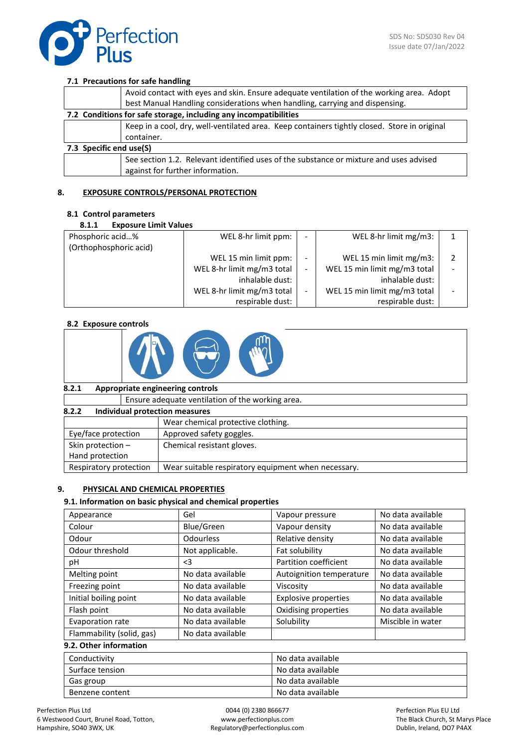### 7.1 Precautions for safe handling

| | |
|---|---|
| | Avoid contact with eyes and skin. Ensure adequate ventilation of the working area. Adopt best Manual Handling considerations when handling, carrying and dispensing. |

### 7.2 Conditions for safe storage, including any incompatibilities

| | |
|---|---|
| | Keep in a cool, dry, well-ventilated area. Keep containers tightly closed. Store in original container. |

### 7.3 Specific end use(S)

| | |
|---|---|
| | See section 1.2. Relevant identified uses of the substance or mixture and uses advised against for further information. |

## 8. EXPOSURE CONTROLS/PERSONAL PROTECTION

### 8.1 Control parameters

#### 8.1.1 Exposure Limit Values

| | | | | |
|---|---|---|---|---|
| Phosphoric acid…% (Orthophosphoric acid) | WEL 8-hr limit ppm: | - | WEL 8-hr limit mg/m3: | 1 |
| | WEL 15 min limit ppm: | - | WEL 15 min limit mg/m3: | 2 |
| | WEL 8-hr limit mg/m3 total inhalable dust: | - | WEL 15 min limit mg/m3 total inhalable dust: | - |
| | WEL 8-hr limit mg/m3 total respirable dust: | - | WEL 15 min limit mg/m3 total respirable dust: | - |

### 8.2 Exposure controls

#### 8.2.1 Appropriate engineering controls

| | |
|---|---|
| | Ensure adequate ventilation of the working area. |

#### 8.2.2 Individual protection measures

| | |
|---|---|
| | Wear chemical protective clothing. |
| Eye/face protection | Approved safety goggles. |
| Skin protection – Hand protection | Chemical resistant gloves. |
| Respiratory protection | Wear suitable respiratory equipment when necessary. |

## 9. PHYSICAL AND CHEMICAL PROPERTIES

### 9.1. Information on basic physical and chemical properties

| | | | |
|---|---|---|---|
| Appearance | Gel | Vapour pressure | No data available |
| Colour | Blue/Green | Vapour density | No data available |
| Odour | Odourless | Relative density | No data available |
| Odour threshold | Not applicable. | Fat solubility | No data available |
| pH | <3 | Partition coefficient | No data available |
| Melting point | No data available | Autoignition temperature | No data available |
| Freezing point | No data available | Viscosity | No data available |
| Initial boiling point | No data available | Explosive properties | No data available |
| Flash point | No data available | Oxidising properties | No data available |
| Evaporation rate | No data available | Solubility | Miscible in water |
| Flammability (solid, gas) | No data available | | |

### 9.2. Other information

| | |
|---|---|
| Conductivity | No data available |
| Surface tension | No data available |
| Gas group | No data available |
| Benzene content | No data available |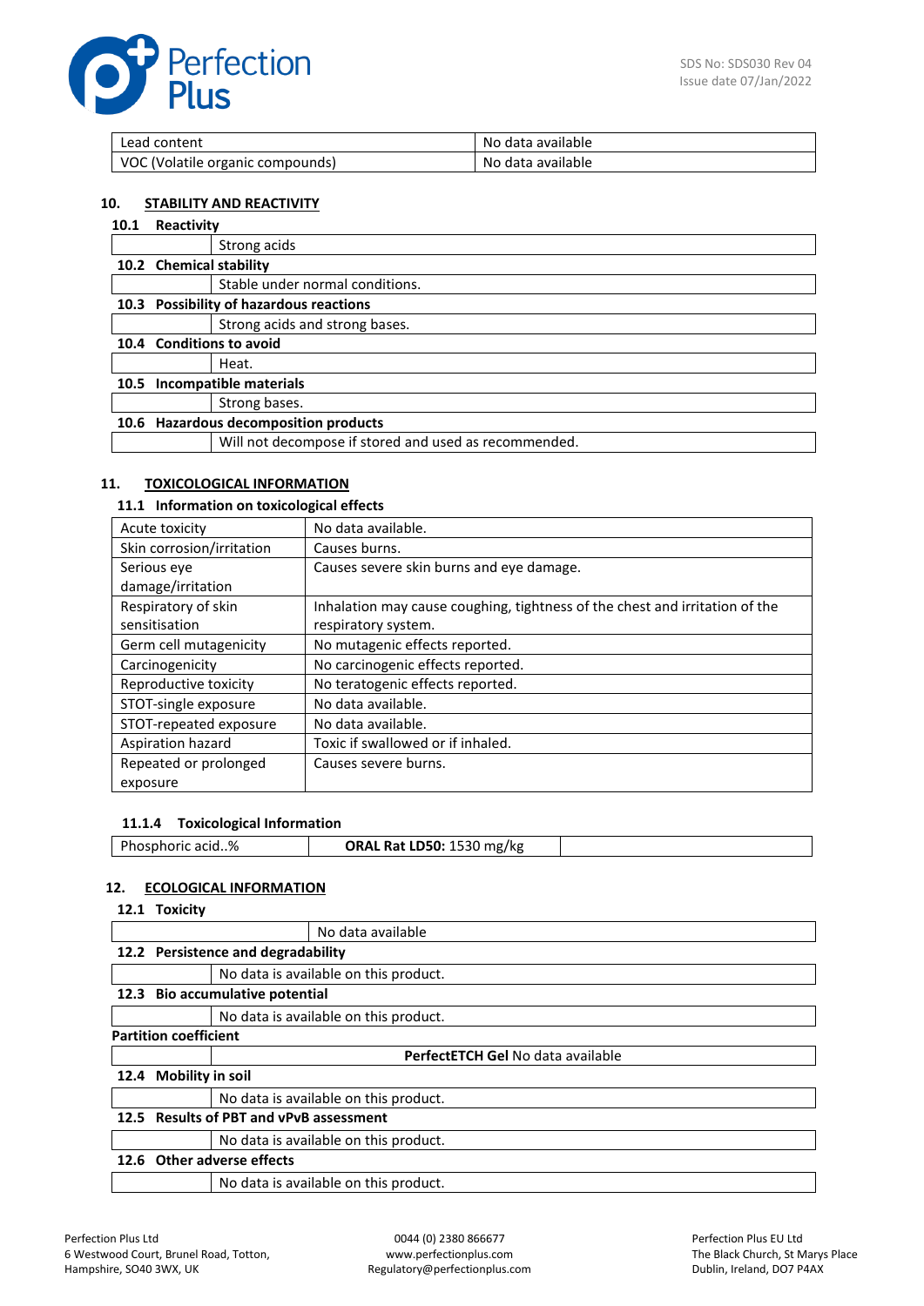| | |
|---|---|
| Lead content | No data available |
| VOC (Volatile organic compounds) | No data available |

## 10. STABILITY AND REACTIVITY

### 10.1 Reactivity

| | |
|---|---|
| | Strong acids |

### 10.2 Chemical stability

| | |
|---|---|
| | Stable under normal conditions. |

### 10.3 Possibility of hazardous reactions

| | |
|---|---|
| | Strong acids and strong bases. |

### 10.4 Conditions to avoid

| | |
|---|---|
| | Heat. |

### 10.5 Incompatible materials

| | |
|---|---|
| | Strong bases. |

### 10.6 Hazardous decomposition products

| | |
|---|---|
| | Will not decompose if stored and used as recommended. |

## 11. TOXICOLOGICAL INFORMATION

### 11.1 Information on toxicological effects

| | |
|---|---|
| Acute toxicity | No data available. |
| Skin corrosion/irritation | Causes burns. |
| Serious eye damage/irritation | Causes severe skin burns and eye damage. |
| Respiratory of skin sensitisation | Inhalation may cause coughing, tightness of the chest and irritation of the respiratory system. |
| Germ cell mutagenicity | No mutagenic effects reported. |
| Carcinogenicity | No carcinogenic effects reported. |
| Reproductive toxicity | No teratogenic effects reported. |
| STOT-single exposure | No data available. |
| STOT-repeated exposure | No data available. |
| Aspiration hazard | Toxic if swallowed or if inhaled. |
| Repeated or prolonged exposure | Causes severe burns. |

#### 11.1.4 Toxicological Information

| | | |
|---|---|---|
| Phosphoric acid..% | **ORAL Rat LD50:** 1530 mg/kg | |

## 12. ECOLOGICAL INFORMATION

### 12.1 Toxicity

| | |
|---|---|
| | No data available |

### 12.2 Persistence and degradability

| | |
|---|---|
| | No data is available on this product. |

### 12.3 Bio accumulative potential

| | |
|---|---|
| | No data is available on this product. |

**Partition coefficient**

| | |
|---|---|
| | **PerfectETCH Gel** No data available |

### 12.4 Mobility in soil

| | |
|---|---|
| | No data is available on this product. |

### 12.5 Results of PBT and vPvB assessment

| | |
|---|---|
| | No data is available on this product. |

### 12.6 Other adverse effects

| | |
|---|---|
| | No data is available on this product. |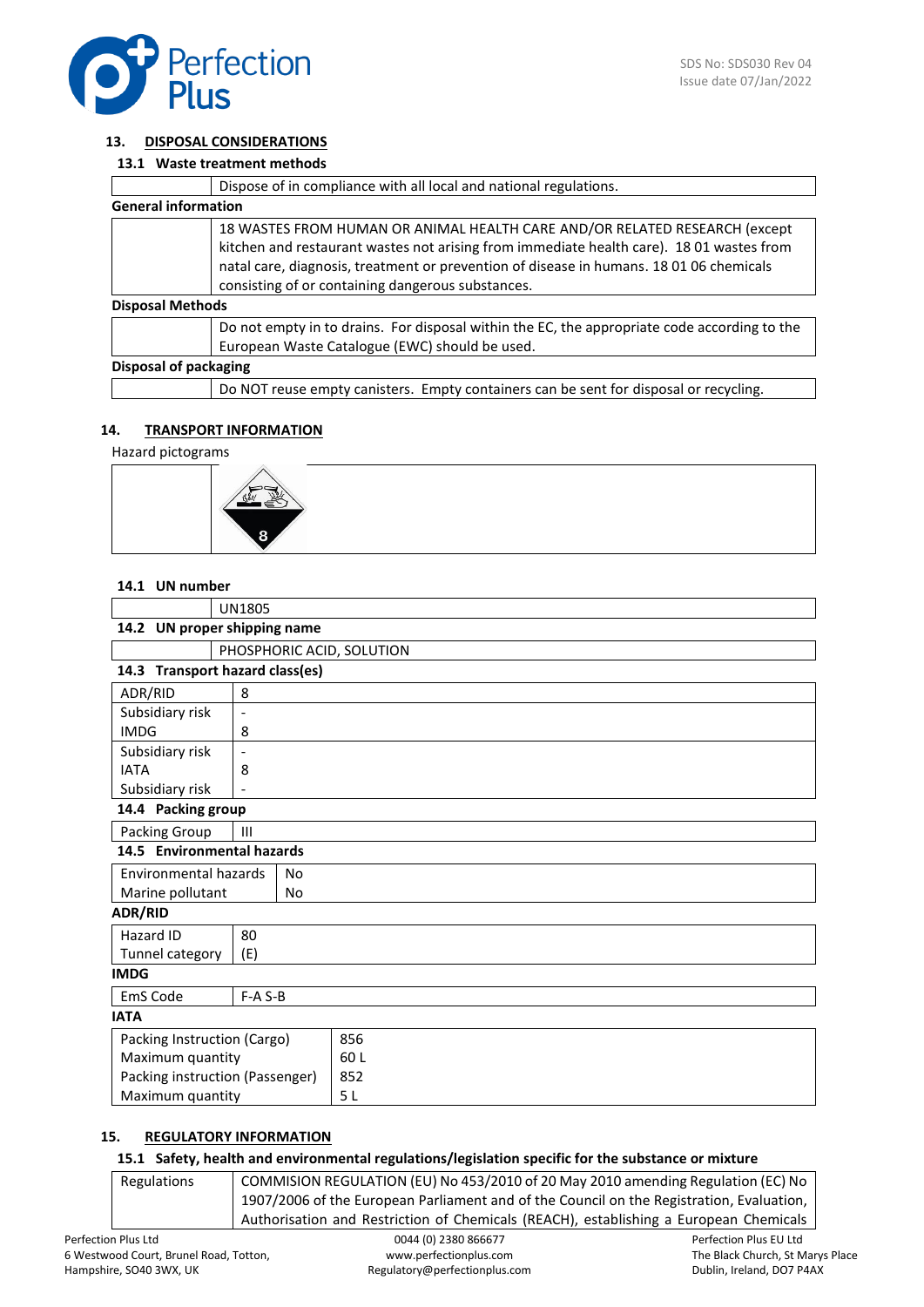## 13. DISPOSAL CONSIDERATIONS

### 13.1 Waste treatment methods

| | |
|---|---|
| | Dispose of in compliance with all local and national regulations. |

**General information**

| | |
|---|---|
| | 18 WASTES FROM HUMAN OR ANIMAL HEALTH CARE AND/OR RELATED RESEARCH (except kitchen and restaurant wastes not arising from immediate health care). 18 01 wastes from natal care, diagnosis, treatment or prevention of disease in humans. 18 01 06 chemicals consisting of or containing dangerous substances. |

**Disposal Methods**

| | |
|---|---|
| | Do not empty in to drains. For disposal within the EC, the appropriate code according to the European Waste Catalogue (EWC) should be used. |

**Disposal of packaging**

| | |
|---|---|
| | Do NOT reuse empty canisters. Empty containers can be sent for disposal or recycling. |

## 14. TRANSPORT INFORMATION

Hazard pictograms

8

### 14.1 UN number

| | |
|---|---|
| | UN1805 |

### 14.2 UN proper shipping name

| | |
|---|---|
| | PHOSPHORIC ACID, SOLUTION |

### 14.3 Transport hazard class(es)

| | |
|---|---|
| ADR/RID | 8 |
| Subsidiary risk | - |
| IMDG | 8 |
| Subsidiary risk | - |
| IATA | 8 |
| Subsidiary risk | - |

### 14.4 Packing group

| | |
|---|---|
| Packing Group | III |

### 14.5 Environmental hazards

| | |
|---|---|
| Environmental hazards | No |
| Marine pollutant | No |

**ADR/RID**

| | |
|---|---|
| Hazard ID | 80 |
| Tunnel category | (E) |

**IMDG**

| | |
|---|---|
| EmS Code | F-A S-B |

**IATA**

| | |
|---|---|
| Packing Instruction (Cargo) | 856 |
| Maximum quantity | 60 L |
| Packing instruction (Passenger) | 852 |
| Maximum quantity | 5 L |

## 15. REGULATORY INFORMATION

### 15.1 Safety, health and environmental regulations/legislation specific for the substance or mixture

| | |
|---|---|
| Regulations | COMMISION REGULATION (EU) No 453/2010 of 20 May 2010 amending Regulation (EC) No 1907/2006 of the European Parliament and of the Council on the Registration, Evaluation, Authorisation and Restriction of Chemicals (REACH), establishing a European Chemicals |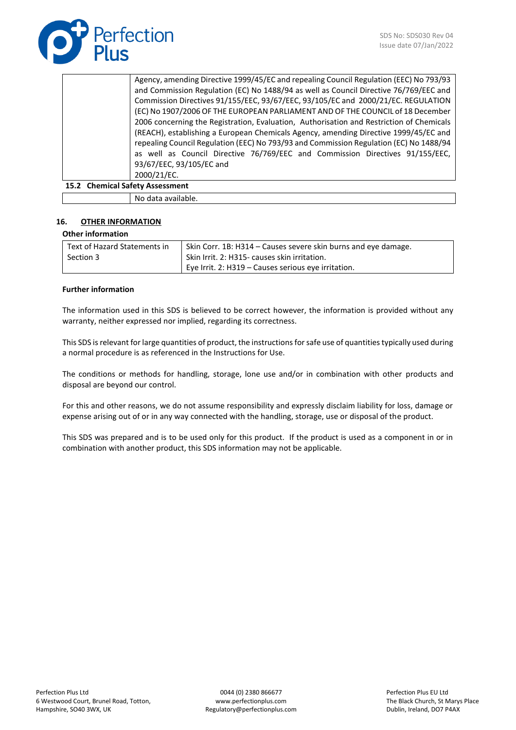| | |
|---|---|
| | Agency, amending Directive 1999/45/EC and repealing Council Regulation (EEC) No 793/93 and Commission Regulation (EC) No 1488/94 as well as Council Directive 76/769/EEC and Commission Directives 91/155/EEC, 93/67/EEC, 93/105/EC and 2000/21/EC. REGULATION (EC) No 1907/2006 OF THE EUROPEAN PARLIAMENT AND OF THE COUNCIL of 18 December 2006 concerning the Registration, Evaluation, Authorisation and Restriction of Chemicals (REACH), establishing a European Chemicals Agency, amending Directive 1999/45/EC and repealing Council Regulation (EEC) No 793/93 and Commission Regulation (EC) No 1488/94 as well as Council Directive 76/769/EEC and Commission Directives 91/155/EEC, 93/67/EEC, 93/105/EC and 2000/21/EC. |

**15.2 Chemical Safety Assessment**

| | |
|---|---|
| | No data available. |

## 16. OTHER INFORMATION

**Other information**

| | |
|---|---|
| Text of Hazard Statements in Section 3 | Skin Corr. 1B: H314 – Causes severe skin burns and eye damage.<br>Skin Irrit. 2: H315- causes skin irritation.<br>Eye Irrit. 2: H319 – Causes serious eye irritation. |

**Further information**

The information used in this SDS is believed to be correct however, the information is provided without any warranty, neither expressed nor implied, regarding its correctness.

This SDS is relevant for large quantities of product, the instructions for safe use of quantities typically used during a normal procedure is as referenced in the Instructions for Use.

The conditions or methods for handling, storage, lone use and/or in combination with other products and disposal are beyond our control.

For this and other reasons, we do not assume responsibility and expressly disclaim liability for loss, damage or expense arising out of or in any way connected with the handling, storage, use or disposal of the product.

This SDS was prepared and is to be used only for this product. If the product is used as a component in or in combination with another product, this SDS information may not be applicable.